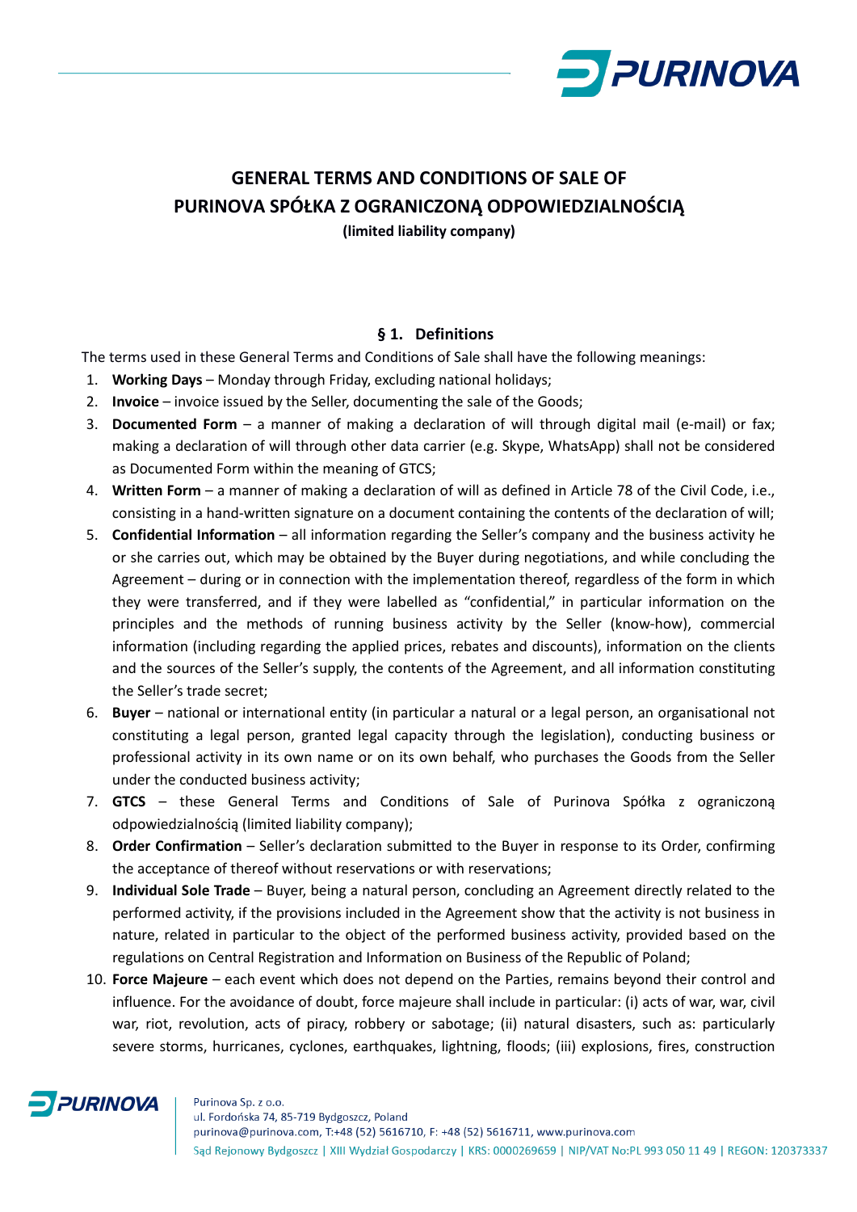# GENERAL TERMS AND CONDITIONS OF SALE OF PURINOVA SPÓŁKA Z OGRANICZONĄ ODPOWIEDZIALNOŚCIĄ

**(limited liability company)**

## § 1. Definitions

The terms used in these General Terms and Conditions of Sale shall have the following meanings:

1. **Working Days** – Monday through Friday, excluding national holidays;
2. **Invoice** – invoice issued by the Seller, documenting the sale of the Goods;
3. **Documented Form** – a manner of making a declaration of will through digital mail (e-mail) or fax; making a declaration of will through other data carrier (e.g. Skype, WhatsApp) shall not be considered as Documented Form within the meaning of GTCS;
4. **Written Form** – a manner of making a declaration of will as defined in Article 78 of the Civil Code, i.e., consisting in a hand-written signature on a document containing the contents of the declaration of will;
5. **Confidential Information** – all information regarding the Seller's company and the business activity he or she carries out, which may be obtained by the Buyer during negotiations, and while concluding the Agreement – during or in connection with the implementation thereof, regardless of the form in which they were transferred, and if they were labelled as "confidential," in particular information on the principles and the methods of running business activity by the Seller (know-how), commercial information (including regarding the applied prices, rebates and discounts), information on the clients and the sources of the Seller's supply, the contents of the Agreement, and all information constituting the Seller's trade secret;
6. **Buyer** – national or international entity (in particular a natural or a legal person, an organisational not constituting a legal person, granted legal capacity through the legislation), conducting business or professional activity in its own name or on its own behalf, who purchases the Goods from the Seller under the conducted business activity;
7. **GTCS** – these General Terms and Conditions of Sale of Purinova Spółka z ograniczoną odpowiedzialnością (limited liability company);
8. **Order Confirmation** – Seller's declaration submitted to the Buyer in response to its Order, confirming the acceptance of thereof without reservations or with reservations;
9. **Individual Sole Trade** – Buyer, being a natural person, concluding an Agreement directly related to the performed activity, if the provisions included in the Agreement show that the activity is not business in nature, related in particular to the object of the performed business activity, provided based on the regulations on Central Registration and Information on Business of the Republic of Poland;
10. **Force Majeure** – each event which does not depend on the Parties, remains beyond their control and influence. For the avoidance of doubt, force majeure shall include in particular: (i) acts of war, war, civil war, riot, revolution, acts of piracy, robbery or sabotage; (ii) natural disasters, such as: particularly severe storms, hurricanes, cyclones, earthquakes, lightning, floods; (iii) explosions, fires, construction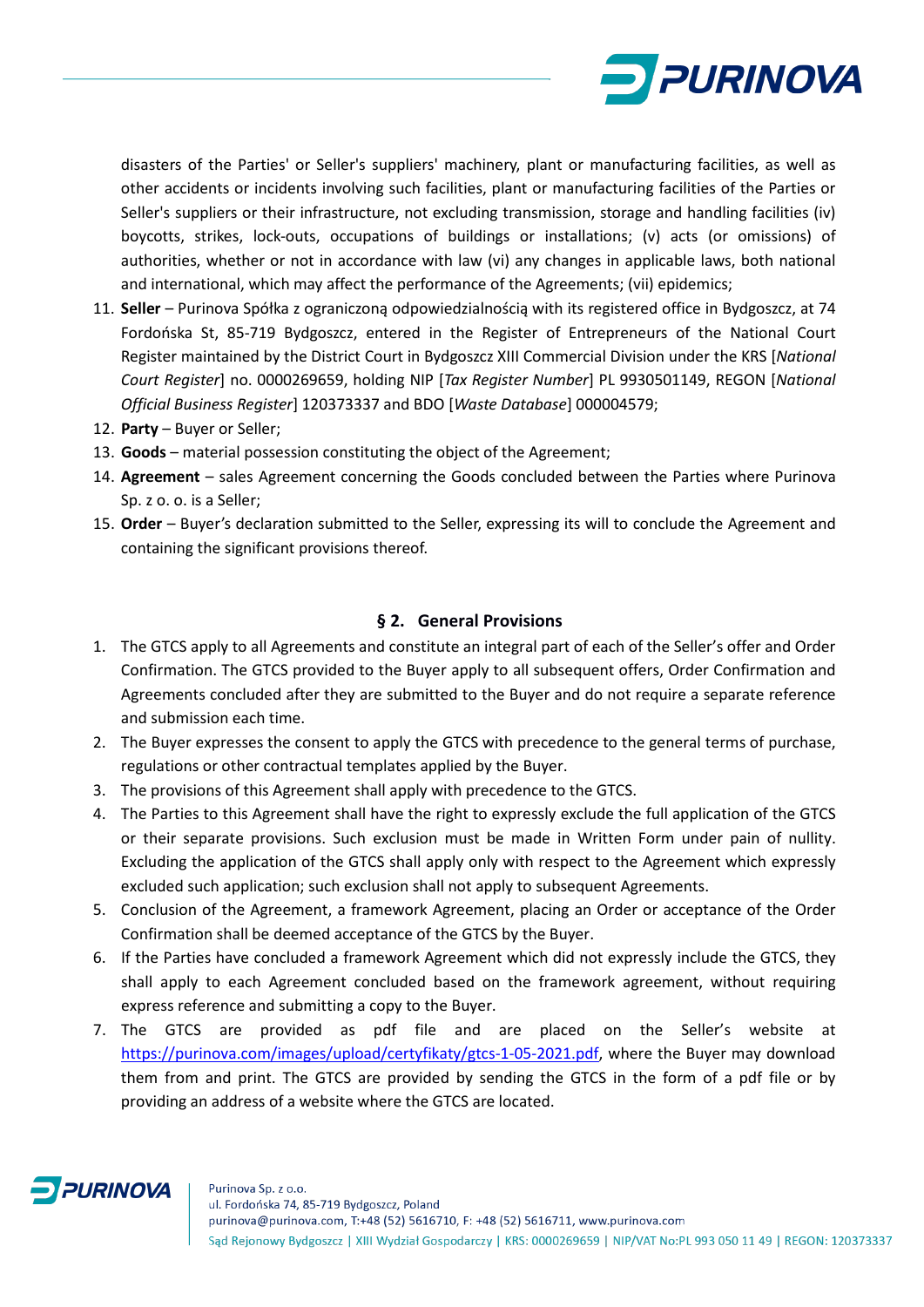disasters of the Parties' or Seller's suppliers' machinery, plant or manufacturing facilities, as well as other accidents or incidents involving such facilities, plant or manufacturing facilities of the Parties or Seller's suppliers or their infrastructure, not excluding transmission, storage and handling facilities (iv) boycotts, strikes, lock-outs, occupations of buildings or installations; (v) acts (or omissions) of authorities, whether or not in accordance with law (vi) any changes in applicable laws, both national and international, which may affect the performance of the Agreements; (vii) epidemics;

11. **Seller** – Purinova Spółka z ograniczoną odpowiedzialnością with its registered office in Bydgoszcz, at 74 Fordońska St, 85-719 Bydgoszcz, entered in the Register of Entrepreneurs of the National Court Register maintained by the District Court in Bydgoszcz XIII Commercial Division under the KRS [*National Court Register*] no. 0000269659, holding NIP [*Tax Register Number*] PL 9930501149, REGON [*National Official Business Register*] 120373337 and BDO [*Waste Database*] 000004579;
12. **Party** – Buyer or Seller;
13. **Goods** – material possession constituting the object of the Agreement;
14. **Agreement** – sales Agreement concerning the Goods concluded between the Parties where Purinova Sp. z o. o. is a Seller;
15. **Order** – Buyer's declaration submitted to the Seller, expressing its will to conclude the Agreement and containing the significant provisions thereof.

## § 2. General Provisions

1. The GTCS apply to all Agreements and constitute an integral part of each of the Seller's offer and Order Confirmation. The GTCS provided to the Buyer apply to all subsequent offers, Order Confirmation and Agreements concluded after they are submitted to the Buyer and do not require a separate reference and submission each time.
2. The Buyer expresses the consent to apply the GTCS with precedence to the general terms of purchase, regulations or other contractual templates applied by the Buyer.
3. The provisions of this Agreement shall apply with precedence to the GTCS.
4. The Parties to this Agreement shall have the right to expressly exclude the full application of the GTCS or their separate provisions. Such exclusion must be made in Written Form under pain of nullity. Excluding the application of the GTCS shall apply only with respect to the Agreement which expressly excluded such application; such exclusion shall not apply to subsequent Agreements.
5. Conclusion of the Agreement, a framework Agreement, placing an Order or acceptance of the Order Confirmation shall be deemed acceptance of the GTCS by the Buyer.
6. If the Parties have concluded a framework Agreement which did not expressly include the GTCS, they shall apply to each Agreement concluded based on the framework agreement, without requiring express reference and submitting a copy to the Buyer.
7. The GTCS are provided as pdf file and are placed on the Seller's website at https://purinova.com/images/upload/certyfikaty/gtcs-1-05-2021.pdf, where the Buyer may download them from and print. The GTCS are provided by sending the GTCS in the form of a pdf file or by providing an address of a website where the GTCS are located.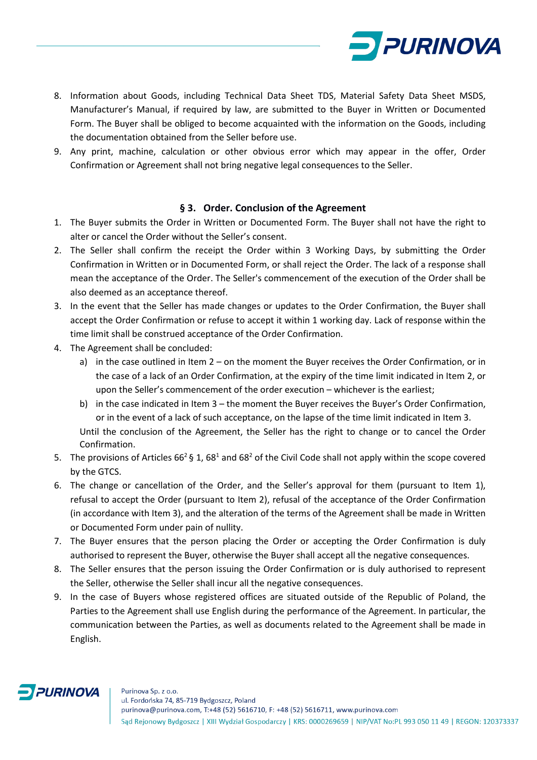8. Information about Goods, including Technical Data Sheet TDS, Material Safety Data Sheet MSDS, Manufacturer's Manual, if required by law, are submitted to the Buyer in Written or Documented Form. The Buyer shall be obliged to become acquainted with the information on the Goods, including the documentation obtained from the Seller before use.
9. Any print, machine, calculation or other obvious error which may appear in the offer, Order Confirmation or Agreement shall not bring negative legal consequences to the Seller.

### § 3. Order. Conclusion of the Agreement

1. The Buyer submits the Order in Written or Documented Form. The Buyer shall not have the right to alter or cancel the Order without the Seller's consent.
2. The Seller shall confirm the receipt the Order within 3 Working Days, by submitting the Order Confirmation in Written or in Documented Form, or shall reject the Order. The lack of a response shall mean the acceptance of the Order. The Seller's commencement of the execution of the Order shall be also deemed as an acceptance thereof.
3. In the event that the Seller has made changes or updates to the Order Confirmation, the Buyer shall accept the Order Confirmation or refuse to accept it within 1 working day. Lack of response within the time limit shall be construed acceptance of the Order Confirmation.
4. The Agreement shall be concluded:
   a) in the case outlined in Item 2 – on the moment the Buyer receives the Order Confirmation, or in the case of a lack of an Order Confirmation, at the expiry of the time limit indicated in Item 2, or upon the Seller's commencement of the order execution – whichever is the earliest;
   b) in the case indicated in Item 3 – the moment the Buyer receives the Buyer's Order Confirmation, or in the event of a lack of such acceptance, on the lapse of the time limit indicated in Item 3.

   Until the conclusion of the Agreement, the Seller has the right to change or to cancel the Order Confirmation.
5. The provisions of Articles $66^2$ § 1, $68^1$ and $68^2$ of the Civil Code shall not apply within the scope covered by the GTCS.
6. The change or cancellation of the Order, and the Seller's approval for them (pursuant to Item 1), refusal to accept the Order (pursuant to Item 2), refusal of the acceptance of the Order Confirmation (in accordance with Item 3), and the alteration of the terms of the Agreement shall be made in Written or Documented Form under pain of nullity.
7. The Buyer ensures that the person placing the Order or accepting the Order Confirmation is duly authorised to represent the Buyer, otherwise the Buyer shall accept all the negative consequences.
8. The Seller ensures that the person issuing the Order Confirmation or is duly authorised to represent the Seller, otherwise the Seller shall incur all the negative consequences.
9. In the case of Buyers whose registered offices are situated outside of the Republic of Poland, the Parties to the Agreement shall use English during the performance of the Agreement. In particular, the communication between the Parties, as well as documents related to the Agreement shall be made in English.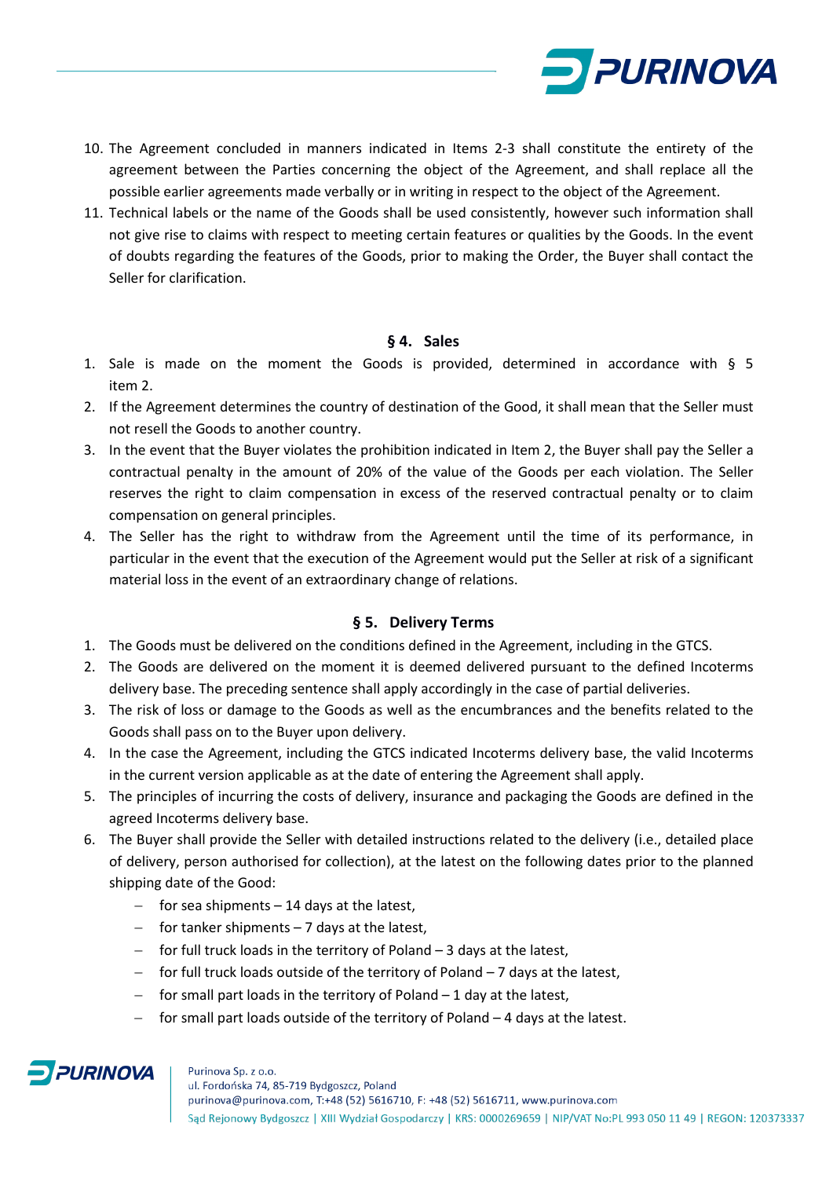10. The Agreement concluded in manners indicated in Items 2-3 shall constitute the entirety of the agreement between the Parties concerning the object of the Agreement, and shall replace all the possible earlier agreements made verbally or in writing in respect to the object of the Agreement.
11. Technical labels or the name of the Goods shall be used consistently, however such information shall not give rise to claims with respect to meeting certain features or qualities by the Goods. In the event of doubts regarding the features of the Goods, prior to making the Order, the Buyer shall contact the Seller for clarification.

## § 4. Sales

1. Sale is made on the moment the Goods is provided, determined in accordance with § 5 item 2.
2. If the Agreement determines the country of destination of the Good, it shall mean that the Seller must not resell the Goods to another country.
3. In the event that the Buyer violates the prohibition indicated in Item 2, the Buyer shall pay the Seller a contractual penalty in the amount of 20% of the value of the Goods per each violation. The Seller reserves the right to claim compensation in excess of the reserved contractual penalty or to claim compensation on general principles.
4. The Seller has the right to withdraw from the Agreement until the time of its performance, in particular in the event that the execution of the Agreement would put the Seller at risk of a significant material loss in the event of an extraordinary change of relations.

## § 5. Delivery Terms

1. The Goods must be delivered on the conditions defined in the Agreement, including in the GTCS.
2. The Goods are delivered on the moment it is deemed delivered pursuant to the defined Incoterms delivery base. The preceding sentence shall apply accordingly in the case of partial deliveries.
3. The risk of loss or damage to the Goods as well as the encumbrances and the benefits related to the Goods shall pass on to the Buyer upon delivery.
4. In the case the Agreement, including the GTCS indicated Incoterms delivery base, the valid Incoterms in the current version applicable as at the date of entering the Agreement shall apply.
5. The principles of incurring the costs of delivery, insurance and packaging the Goods are defined in the agreed Incoterms delivery base.
6. The Buyer shall provide the Seller with detailed instructions related to the delivery (i.e., detailed place of delivery, person authorised for collection), at the latest on the following dates prior to the planned shipping date of the Good:
   - for sea shipments – 14 days at the latest,
   - for tanker shipments – 7 days at the latest,
   - for full truck loads in the territory of Poland – 3 days at the latest,
   - for full truck loads outside of the territory of Poland – 7 days at the latest,
   - for small part loads in the territory of Poland – 1 day at the latest,
   - for small part loads outside of the territory of Poland – 4 days at the latest.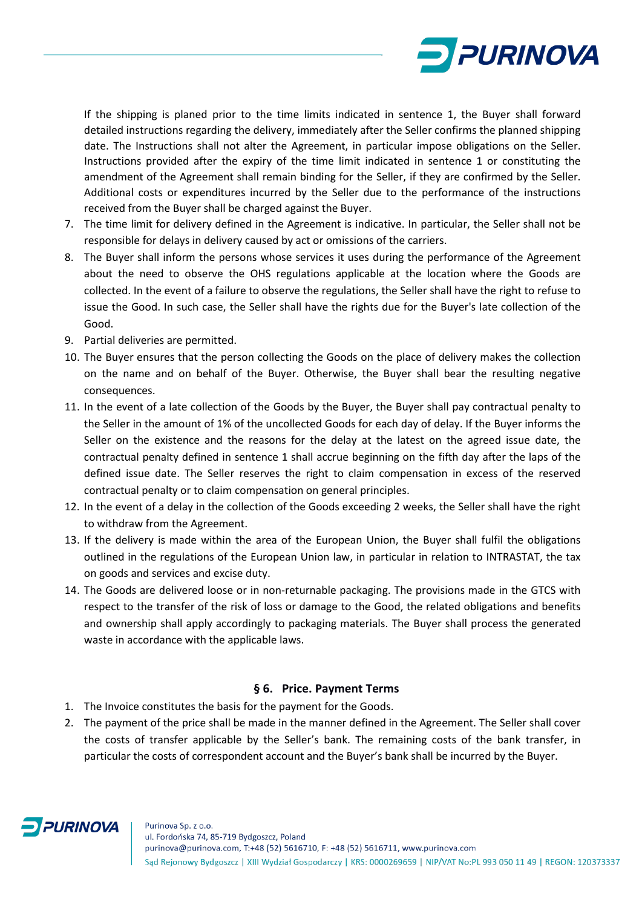If the shipping is planed prior to the time limits indicated in sentence 1, the Buyer shall forward detailed instructions regarding the delivery, immediately after the Seller confirms the planned shipping date. The Instructions shall not alter the Agreement, in particular impose obligations on the Seller. Instructions provided after the expiry of the time limit indicated in sentence 1 or constituting the amendment of the Agreement shall remain binding for the Seller, if they are confirmed by the Seller. Additional costs or expenditures incurred by the Seller due to the performance of the instructions received from the Buyer shall be charged against the Buyer.

7. The time limit for delivery defined in the Agreement is indicative. In particular, the Seller shall not be responsible for delays in delivery caused by act or omissions of the carriers.
8. The Buyer shall inform the persons whose services it uses during the performance of the Agreement about the need to observe the OHS regulations applicable at the location where the Goods are collected. In the event of a failure to observe the regulations, the Seller shall have the right to refuse to issue the Good. In such case, the Seller shall have the rights due for the Buyer's late collection of the Good.
9. Partial deliveries are permitted.
10. The Buyer ensures that the person collecting the Goods on the place of delivery makes the collection on the name and on behalf of the Buyer. Otherwise, the Buyer shall bear the resulting negative consequences.
11. In the event of a late collection of the Goods by the Buyer, the Buyer shall pay contractual penalty to the Seller in the amount of 1% of the uncollected Goods for each day of delay. If the Buyer informs the Seller on the existence and the reasons for the delay at the latest on the agreed issue date, the contractual penalty defined in sentence 1 shall accrue beginning on the fifth day after the laps of the defined issue date. The Seller reserves the right to claim compensation in excess of the reserved contractual penalty or to claim compensation on general principles.
12. In the event of a delay in the collection of the Goods exceeding 2 weeks, the Seller shall have the right to withdraw from the Agreement.
13. If the delivery is made within the area of the European Union, the Buyer shall fulfil the obligations outlined in the regulations of the European Union law, in particular in relation to INTRASTAT, the tax on goods and services and excise duty.
14. The Goods are delivered loose or in non-returnable packaging. The provisions made in the GTCS with respect to the transfer of the risk of loss or damage to the Good, the related obligations and benefits and ownership shall apply accordingly to packaging materials. The Buyer shall process the generated waste in accordance with the applicable laws.

## § 6. Price. Payment Terms

1. The Invoice constitutes the basis for the payment for the Goods.
2. The payment of the price shall be made in the manner defined in the Agreement. The Seller shall cover the costs of transfer applicable by the Seller's bank. The remaining costs of the bank transfer, in particular the costs of correspondent account and the Buyer's bank shall be incurred by the Buyer.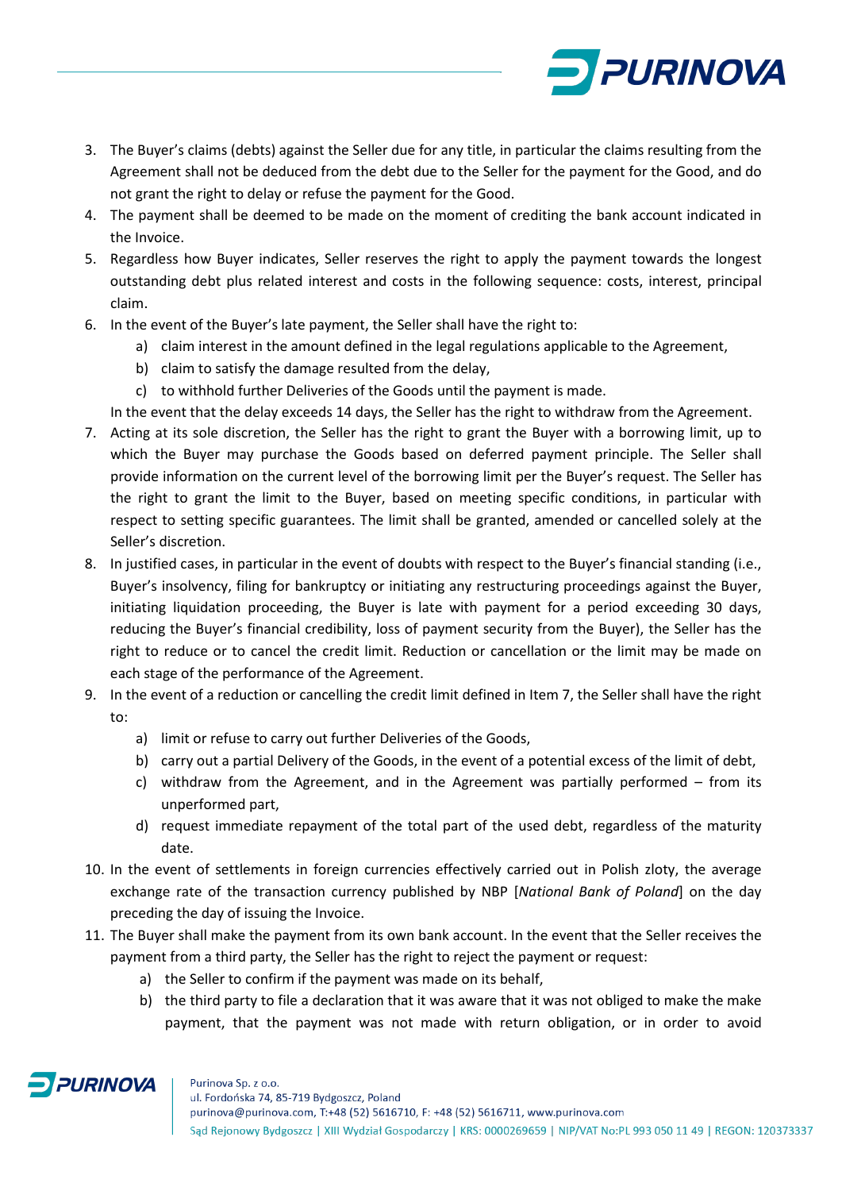3. The Buyer's claims (debts) against the Seller due for any title, in particular the claims resulting from the Agreement shall not be deduced from the debt due to the Seller for the payment for the Good, and do not grant the right to delay or refuse the payment for the Good.
4. The payment shall be deemed to be made on the moment of crediting the bank account indicated in the Invoice.
5. Regardless how Buyer indicates, Seller reserves the right to apply the payment towards the longest outstanding debt plus related interest and costs in the following sequence: costs, interest, principal claim.
6. In the event of the Buyer's late payment, the Seller shall have the right to:
   a) claim interest in the amount defined in the legal regulations applicable to the Agreement,
   b) claim to satisfy the damage resulted from the delay,
   c) to withhold further Deliveries of the Goods until the payment is made.

   In the event that the delay exceeds 14 days, the Seller has the right to withdraw from the Agreement.
7. Acting at its sole discretion, the Seller has the right to grant the Buyer with a borrowing limit, up to which the Buyer may purchase the Goods based on deferred payment principle. The Seller shall provide information on the current level of the borrowing limit per the Buyer's request. The Seller has the right to grant the limit to the Buyer, based on meeting specific conditions, in particular with respect to setting specific guarantees. The limit shall be granted, amended or cancelled solely at the Seller's discretion.
8. In justified cases, in particular in the event of doubts with respect to the Buyer's financial standing (i.e., Buyer's insolvency, filing for bankruptcy or initiating any restructuring proceedings against the Buyer, initiating liquidation proceeding, the Buyer is late with payment for a period exceeding 30 days, reducing the Buyer's financial credibility, loss of payment security from the Buyer), the Seller has the right to reduce or to cancel the credit limit. Reduction or cancellation or the limit may be made on each stage of the performance of the Agreement.
9. In the event of a reduction or cancelling the credit limit defined in Item 7, the Seller shall have the right to:
   a) limit or refuse to carry out further Deliveries of the Goods,
   b) carry out a partial Delivery of the Goods, in the event of a potential excess of the limit of debt,
   c) withdraw from the Agreement, and in the Agreement was partially performed – from its unperformed part,
   d) request immediate repayment of the total part of the used debt, regardless of the maturity date.
10. In the event of settlements in foreign currencies effectively carried out in Polish zloty, the average exchange rate of the transaction currency published by NBP [*National Bank of Poland*] on the day preceding the day of issuing the Invoice.
11. The Buyer shall make the payment from its own bank account. In the event that the Seller receives the payment from a third party, the Seller has the right to reject the payment or request:
    a) the Seller to confirm if the payment was made on its behalf,
    b) the third party to file a declaration that it was aware that it was not obliged to make the make payment, that the payment was not made with return obligation, or in order to avoid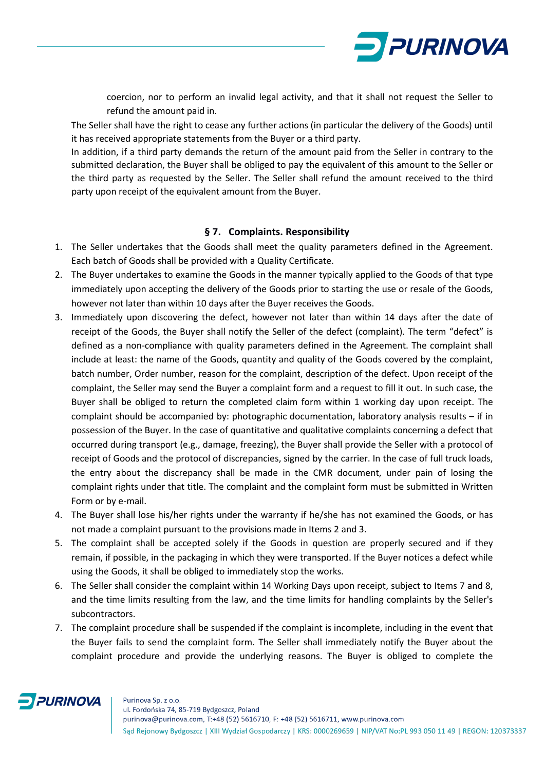coercion, nor to perform an invalid legal activity, and that it shall not request the Seller to refund the amount paid in.

The Seller shall have the right to cease any further actions (in particular the delivery of the Goods) until it has received appropriate statements from the Buyer or a third party.

In addition, if a third party demands the return of the amount paid from the Seller in contrary to the submitted declaration, the Buyer shall be obliged to pay the equivalent of this amount to the Seller or the third party as requested by the Seller. The Seller shall refund the amount received to the third party upon receipt of the equivalent amount from the Buyer.

### § 7. Complaints. Responsibility

1. The Seller undertakes that the Goods shall meet the quality parameters defined in the Agreement. Each batch of Goods shall be provided with a Quality Certificate.
2. The Buyer undertakes to examine the Goods in the manner typically applied to the Goods of that type immediately upon accepting the delivery of the Goods prior to starting the use or resale of the Goods, however not later than within 10 days after the Buyer receives the Goods.
3. Immediately upon discovering the defect, however not later than within 14 days after the date of receipt of the Goods, the Buyer shall notify the Seller of the defect (complaint). The term "defect" is defined as a non-compliance with quality parameters defined in the Agreement. The complaint shall include at least: the name of the Goods, quantity and quality of the Goods covered by the complaint, batch number, Order number, reason for the complaint, description of the defect. Upon receipt of the complaint, the Seller may send the Buyer a complaint form and a request to fill it out. In such case, the Buyer shall be obliged to return the completed claim form within 1 working day upon receipt. The complaint should be accompanied by: photographic documentation, laboratory analysis results – if in possession of the Buyer. In the case of quantitative and qualitative complaints concerning a defect that occurred during transport (e.g., damage, freezing), the Buyer shall provide the Seller with a protocol of receipt of Goods and the protocol of discrepancies, signed by the carrier. In the case of full truck loads, the entry about the discrepancy shall be made in the CMR document, under pain of losing the complaint rights under that title. The complaint and the complaint form must be submitted in Written Form or by e-mail.
4. The Buyer shall lose his/her rights under the warranty if he/she has not examined the Goods, or has not made a complaint pursuant to the provisions made in Items 2 and 3.
5. The complaint shall be accepted solely if the Goods in question are properly secured and if they remain, if possible, in the packaging in which they were transported. If the Buyer notices a defect while using the Goods, it shall be obliged to immediately stop the works.
6. The Seller shall consider the complaint within 14 Working Days upon receipt, subject to Items 7 and 8, and the time limits resulting from the law, and the time limits for handling complaints by the Seller's subcontractors.
7. The complaint procedure shall be suspended if the complaint is incomplete, including in the event that the Buyer fails to send the complaint form. The Seller shall immediately notify the Buyer about the complaint procedure and provide the underlying reasons. The Buyer is obliged to complete the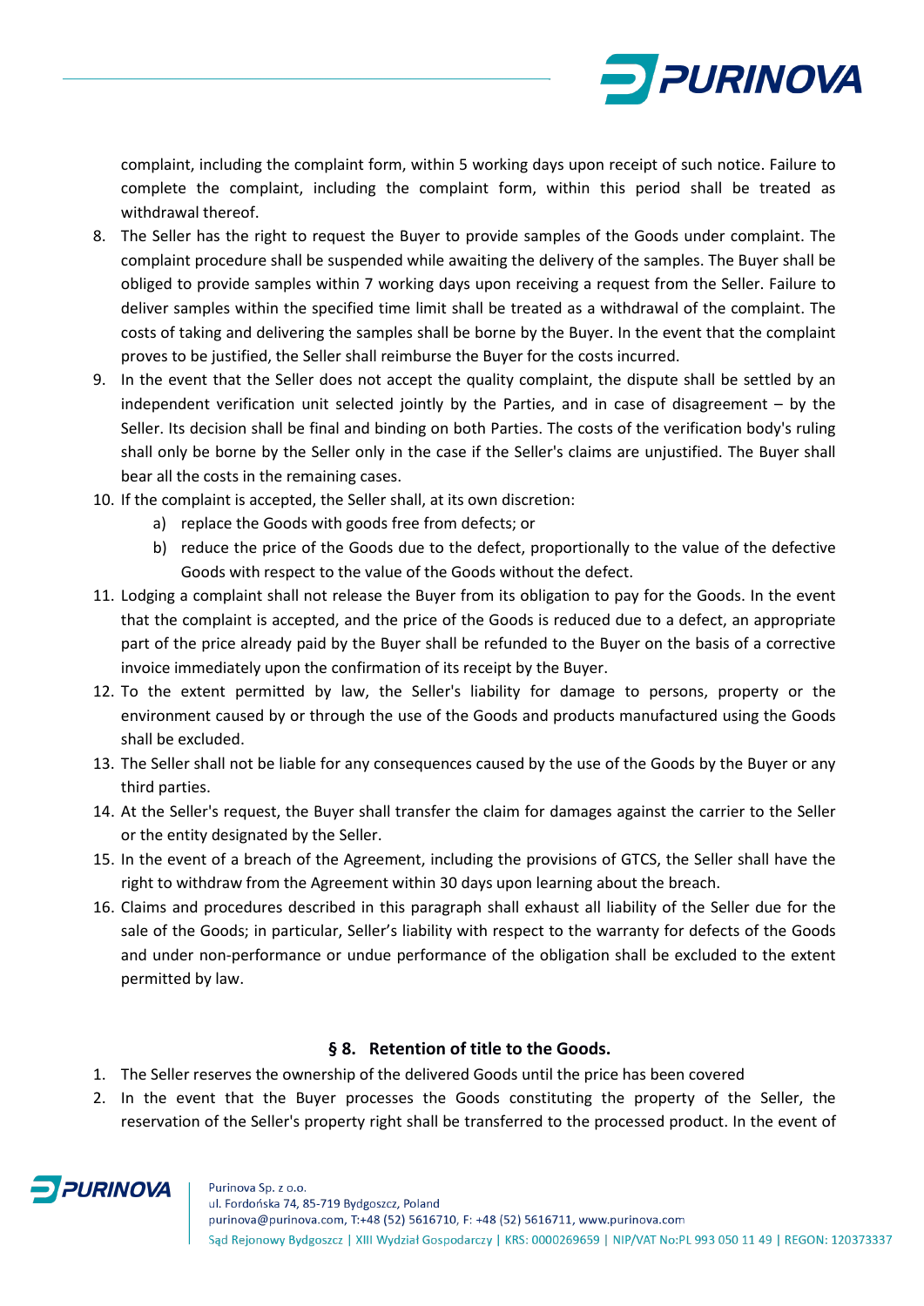complaint, including the complaint form, within 5 working days upon receipt of such notice. Failure to complete the complaint, including the complaint form, within this period shall be treated as withdrawal thereof.

8. The Seller has the right to request the Buyer to provide samples of the Goods under complaint. The complaint procedure shall be suspended while awaiting the delivery of the samples. The Buyer shall be obliged to provide samples within 7 working days upon receiving a request from the Seller. Failure to deliver samples within the specified time limit shall be treated as a withdrawal of the complaint. The costs of taking and delivering the samples shall be borne by the Buyer. In the event that the complaint proves to be justified, the Seller shall reimburse the Buyer for the costs incurred.
9. In the event that the Seller does not accept the quality complaint, the dispute shall be settled by an independent verification unit selected jointly by the Parties, and in case of disagreement – by the Seller. Its decision shall be final and binding on both Parties. The costs of the verification body's ruling shall only be borne by the Seller only in the case if the Seller's claims are unjustified. The Buyer shall bear all the costs in the remaining cases.
10. If the complaint is accepted, the Seller shall, at its own discretion:
    a) replace the Goods with goods free from defects; or
    b) reduce the price of the Goods due to the defect, proportionally to the value of the defective Goods with respect to the value of the Goods without the defect.
11. Lodging a complaint shall not release the Buyer from its obligation to pay for the Goods. In the event that the complaint is accepted, and the price of the Goods is reduced due to a defect, an appropriate part of the price already paid by the Buyer shall be refunded to the Buyer on the basis of a corrective invoice immediately upon the confirmation of its receipt by the Buyer.
12. To the extent permitted by law, the Seller's liability for damage to persons, property or the environment caused by or through the use of the Goods and products manufactured using the Goods shall be excluded.
13. The Seller shall not be liable for any consequences caused by the use of the Goods by the Buyer or any third parties.
14. At the Seller's request, the Buyer shall transfer the claim for damages against the carrier to the Seller or the entity designated by the Seller.
15. In the event of a breach of the Agreement, including the provisions of GTCS, the Seller shall have the right to withdraw from the Agreement within 30 days upon learning about the breach.
16. Claims and procedures described in this paragraph shall exhaust all liability of the Seller due for the sale of the Goods; in particular, Seller's liability with respect to the warranty for defects of the Goods and under non-performance or undue performance of the obligation shall be excluded to the extent permitted by law.

## § 8. Retention of title to the Goods.

1. The Seller reserves the ownership of the delivered Goods until the price has been covered
2. In the event that the Buyer processes the Goods constituting the property of the Seller, the reservation of the Seller's property right shall be transferred to the processed product. In the event of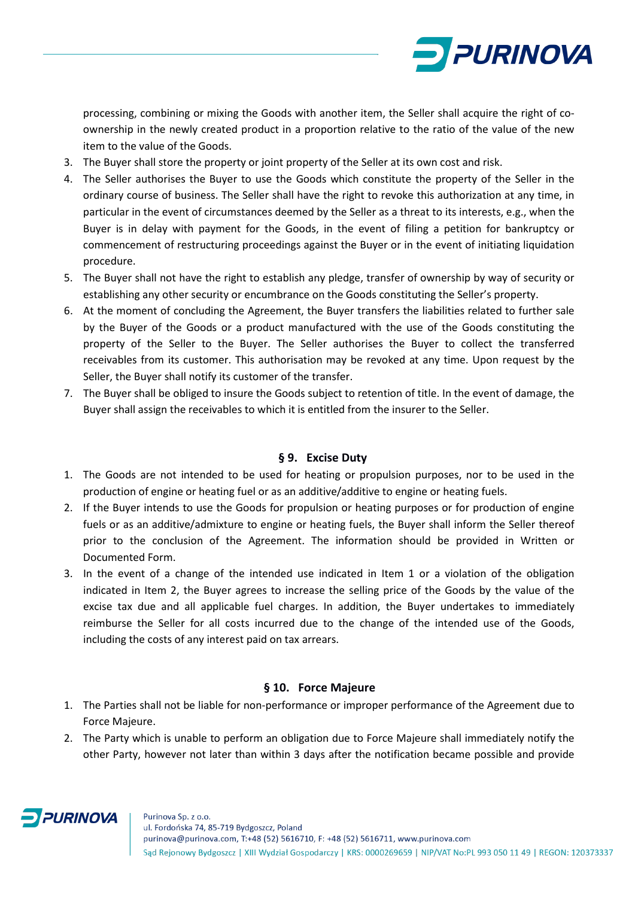processing, combining or mixing the Goods with another item, the Seller shall acquire the right of co-ownership in the newly created product in a proportion relative to the ratio of the value of the new item to the value of the Goods.

3. The Buyer shall store the property or joint property of the Seller at its own cost and risk.
4. The Seller authorises the Buyer to use the Goods which constitute the property of the Seller in the ordinary course of business. The Seller shall have the right to revoke this authorization at any time, in particular in the event of circumstances deemed by the Seller as a threat to its interests, e.g., when the Buyer is in delay with payment for the Goods, in the event of filing a petition for bankruptcy or commencement of restructuring proceedings against the Buyer or in the event of initiating liquidation procedure.
5. The Buyer shall not have the right to establish any pledge, transfer of ownership by way of security or establishing any other security or encumbrance on the Goods constituting the Seller's property.
6. At the moment of concluding the Agreement, the Buyer transfers the liabilities related to further sale by the Buyer of the Goods or a product manufactured with the use of the Goods constituting the property of the Seller to the Buyer. The Seller authorises the Buyer to collect the transferred receivables from its customer. This authorisation may be revoked at any time. Upon request by the Seller, the Buyer shall notify its customer of the transfer.
7. The Buyer shall be obliged to insure the Goods subject to retention of title. In the event of damage, the Buyer shall assign the receivables to which it is entitled from the insurer to the Seller.

## § 9. Excise Duty

1. The Goods are not intended to be used for heating or propulsion purposes, nor to be used in the production of engine or heating fuel or as an additive/additive to engine or heating fuels.
2. If the Buyer intends to use the Goods for propulsion or heating purposes or for production of engine fuels or as an additive/admixture to engine or heating fuels, the Buyer shall inform the Seller thereof prior to the conclusion of the Agreement. The information should be provided in Written or Documented Form.
3. In the event of a change of the intended use indicated in Item 1 or a violation of the obligation indicated in Item 2, the Buyer agrees to increase the selling price of the Goods by the value of the excise tax due and all applicable fuel charges. In addition, the Buyer undertakes to immediately reimburse the Seller for all costs incurred due to the change of the intended use of the Goods, including the costs of any interest paid on tax arrears.

## § 10. Force Majeure

1. The Parties shall not be liable for non-performance or improper performance of the Agreement due to Force Majeure.
2. The Party which is unable to perform an obligation due to Force Majeure shall immediately notify the other Party, however not later than within 3 days after the notification became possible and provide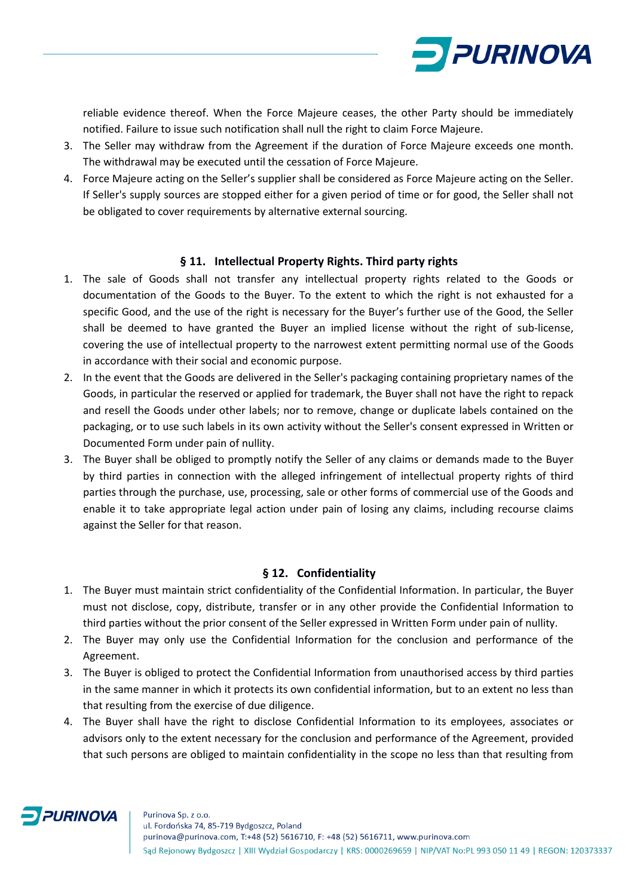reliable evidence thereof. When the Force Majeure ceases, the other Party should be immediately notified. Failure to issue such notification shall null the right to claim Force Majeure.

3. The Seller may withdraw from the Agreement if the duration of Force Majeure exceeds one month. The withdrawal may be executed until the cessation of Force Majeure.
4. Force Majeure acting on the Seller's supplier shall be considered as Force Majeure acting on the Seller. If Seller's supply sources are stopped either for a given period of time or for good, the Seller shall not be obligated to cover requirements by alternative external sourcing.

## § 11. Intellectual Property Rights. Third party rights

1. The sale of Goods shall not transfer any intellectual property rights related to the Goods or documentation of the Goods to the Buyer. To the extent to which the right is not exhausted for a specific Good, and the use of the right is necessary for the Buyer's further use of the Good, the Seller shall be deemed to have granted the Buyer an implied license without the right of sub-license, covering the use of intellectual property to the narrowest extent permitting normal use of the Goods in accordance with their social and economic purpose.
2. In the event that the Goods are delivered in the Seller's packaging containing proprietary names of the Goods, in particular the reserved or applied for trademark, the Buyer shall not have the right to repack and resell the Goods under other labels; nor to remove, change or duplicate labels contained on the packaging, or to use such labels in its own activity without the Seller's consent expressed in Written or Documented Form under pain of nullity.
3. The Buyer shall be obliged to promptly notify the Seller of any claims or demands made to the Buyer by third parties in connection with the alleged infringement of intellectual property rights of third parties through the purchase, use, processing, sale or other forms of commercial use of the Goods and enable it to take appropriate legal action under pain of losing any claims, including recourse claims against the Seller for that reason.

## § 12. Confidentiality

1. The Buyer must maintain strict confidentiality of the Confidential Information. In particular, the Buyer must not disclose, copy, distribute, transfer or in any other provide the Confidential Information to third parties without the prior consent of the Seller expressed in Written Form under pain of nullity.
2. The Buyer may only use the Confidential Information for the conclusion and performance of the Agreement.
3. The Buyer is obliged to protect the Confidential Information from unauthorised access by third parties in the same manner in which it protects its own confidential information, but to an extent no less than that resulting from the exercise of due diligence.
4. The Buyer shall have the right to disclose Confidential Information to its employees, associates or advisors only to the extent necessary for the conclusion and performance of the Agreement, provided that such persons are obliged to maintain confidentiality in the scope no less than that resulting from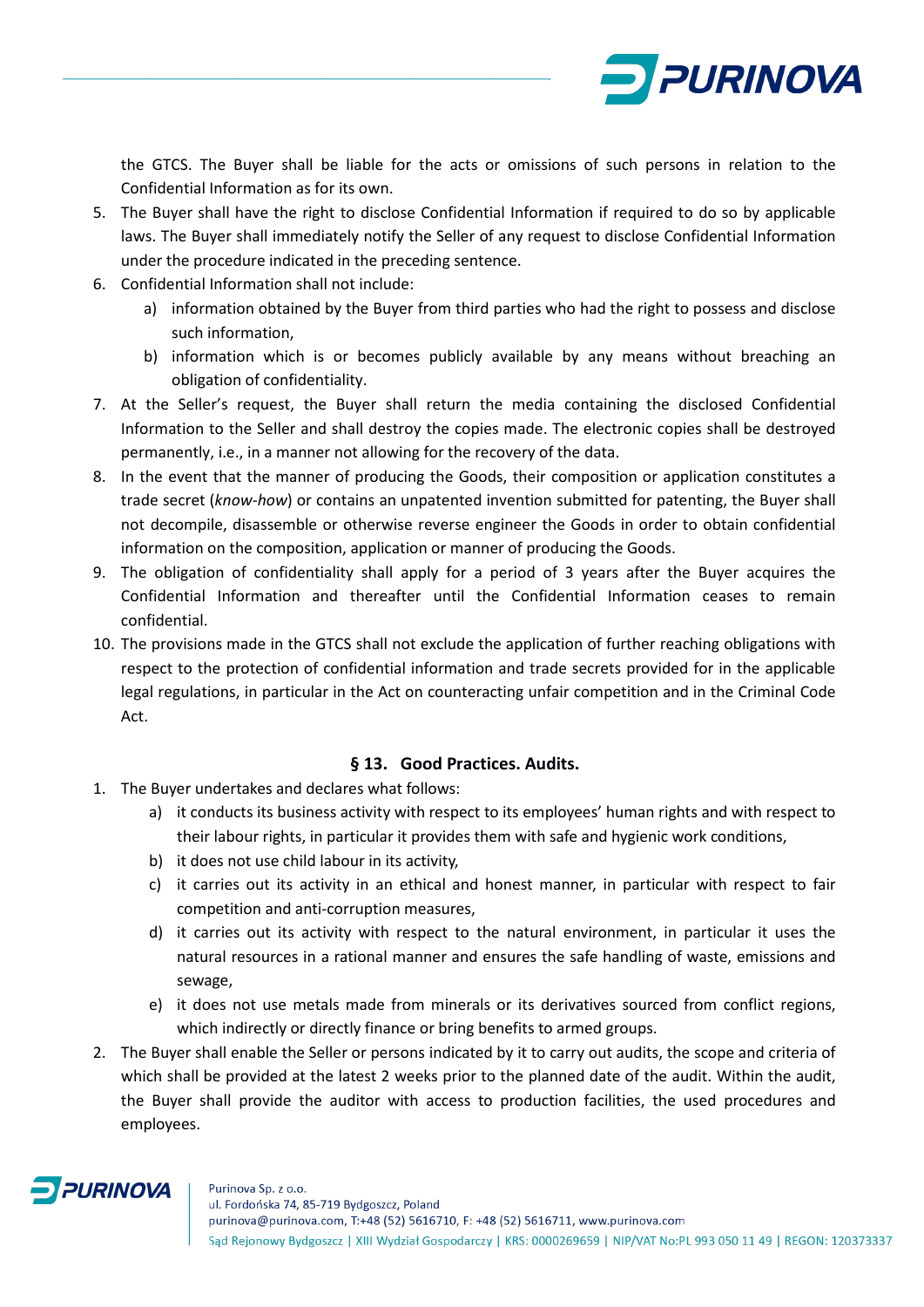the GTCS. The Buyer shall be liable for the acts or omissions of such persons in relation to the Confidential Information as for its own.

5. The Buyer shall have the right to disclose Confidential Information if required to do so by applicable laws. The Buyer shall immediately notify the Seller of any request to disclose Confidential Information under the procedure indicated in the preceding sentence.
6. Confidential Information shall not include:
   a) information obtained by the Buyer from third parties who had the right to possess and disclose such information,
   b) information which is or becomes publicly available by any means without breaching an obligation of confidentiality.
7. At the Seller's request, the Buyer shall return the media containing the disclosed Confidential Information to the Seller and shall destroy the copies made. The electronic copies shall be destroyed permanently, i.e., in a manner not allowing for the recovery of the data.
8. In the event that the manner of producing the Goods, their composition or application constitutes a trade secret (*know-how*) or contains an unpatented invention submitted for patenting, the Buyer shall not decompile, disassemble or otherwise reverse engineer the Goods in order to obtain confidential information on the composition, application or manner of producing the Goods.
9. The obligation of confidentiality shall apply for a period of 3 years after the Buyer acquires the Confidential Information and thereafter until the Confidential Information ceases to remain confidential.
10. The provisions made in the GTCS shall not exclude the application of further reaching obligations with respect to the protection of confidential information and trade secrets provided for in the applicable legal regulations, in particular in the Act on counteracting unfair competition and in the Criminal Code Act.

## § 13. Good Practices. Audits.

1. The Buyer undertakes and declares what follows:
   a) it conducts its business activity with respect to its employees' human rights and with respect to their labour rights, in particular it provides them with safe and hygienic work conditions,
   b) it does not use child labour in its activity,
   c) it carries out its activity in an ethical and honest manner, in particular with respect to fair competition and anti-corruption measures,
   d) it carries out its activity with respect to the natural environment, in particular it uses the natural resources in a rational manner and ensures the safe handling of waste, emissions and sewage,
   e) it does not use metals made from minerals or its derivatives sourced from conflict regions, which indirectly or directly finance or bring benefits to armed groups.
2. The Buyer shall enable the Seller or persons indicated by it to carry out audits, the scope and criteria of which shall be provided at the latest 2 weeks prior to the planned date of the audit. Within the audit, the Buyer shall provide the auditor with access to production facilities, the used procedures and employees.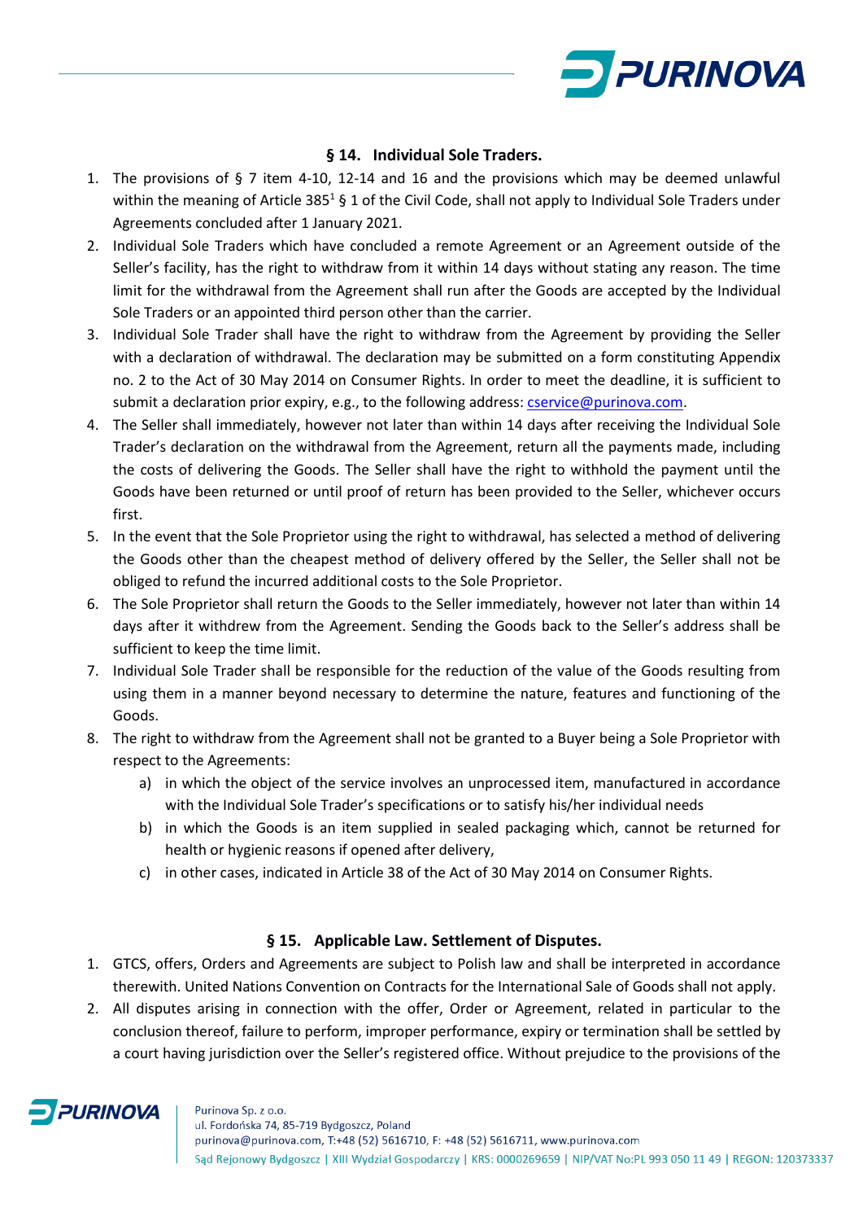## § 14. Individual Sole Traders.

1. The provisions of § 7 item 4-10, 12-14 and 16 and the provisions which may be deemed unlawful within the meaning of Article 385[1] § 1 of the Civil Code, shall not apply to Individual Sole Traders under Agreements concluded after 1 January 2021.
2. Individual Sole Traders which have concluded a remote Agreement or an Agreement outside of the Seller's facility, has the right to withdraw from it within 14 days without stating any reason. The time limit for the withdrawal from the Agreement shall run after the Goods are accepted by the Individual Sole Traders or an appointed third person other than the carrier.
3. Individual Sole Trader shall have the right to withdraw from the Agreement by providing the Seller with a declaration of withdrawal. The declaration may be submitted on a form constituting Appendix no. 2 to the Act of 30 May 2014 on Consumer Rights. In order to meet the deadline, it is sufficient to submit a declaration prior expiry, e.g., to the following address: cservice@purinova.com.
4. The Seller shall immediately, however not later than within 14 days after receiving the Individual Sole Trader's declaration on the withdrawal from the Agreement, return all the payments made, including the costs of delivering the Goods. The Seller shall have the right to withhold the payment until the Goods have been returned or until proof of return has been provided to the Seller, whichever occurs first.
5. In the event that the Sole Proprietor using the right to withdrawal, has selected a method of delivering the Goods other than the cheapest method of delivery offered by the Seller, the Seller shall not be obliged to refund the incurred additional costs to the Sole Proprietor.
6. The Sole Proprietor shall return the Goods to the Seller immediately, however not later than within 14 days after it withdrew from the Agreement. Sending the Goods back to the Seller's address shall be sufficient to keep the time limit.
7. Individual Sole Trader shall be responsible for the reduction of the value of the Goods resulting from using them in a manner beyond necessary to determine the nature, features and functioning of the Goods.
8. The right to withdraw from the Agreement shall not be granted to a Buyer being a Sole Proprietor with respect to the Agreements:
   a) in which the object of the service involves an unprocessed item, manufactured in accordance with the Individual Sole Trader's specifications or to satisfy his/her individual needs
   b) in which the Goods is an item supplied in sealed packaging which, cannot be returned for health or hygienic reasons if opened after delivery,
   c) in other cases, indicated in Article 38 of the Act of 30 May 2014 on Consumer Rights.

## § 15. Applicable Law. Settlement of Disputes.

1. GTCS, offers, Orders and Agreements are subject to Polish law and shall be interpreted in accordance therewith. United Nations Convention on Contracts for the International Sale of Goods shall not apply.
2. All disputes arising in connection with the offer, Order or Agreement, related in particular to the conclusion thereof, failure to perform, improper performance, expiry or termination shall be settled by a court having jurisdiction over the Seller's registered office. Without prejudice to the provisions of the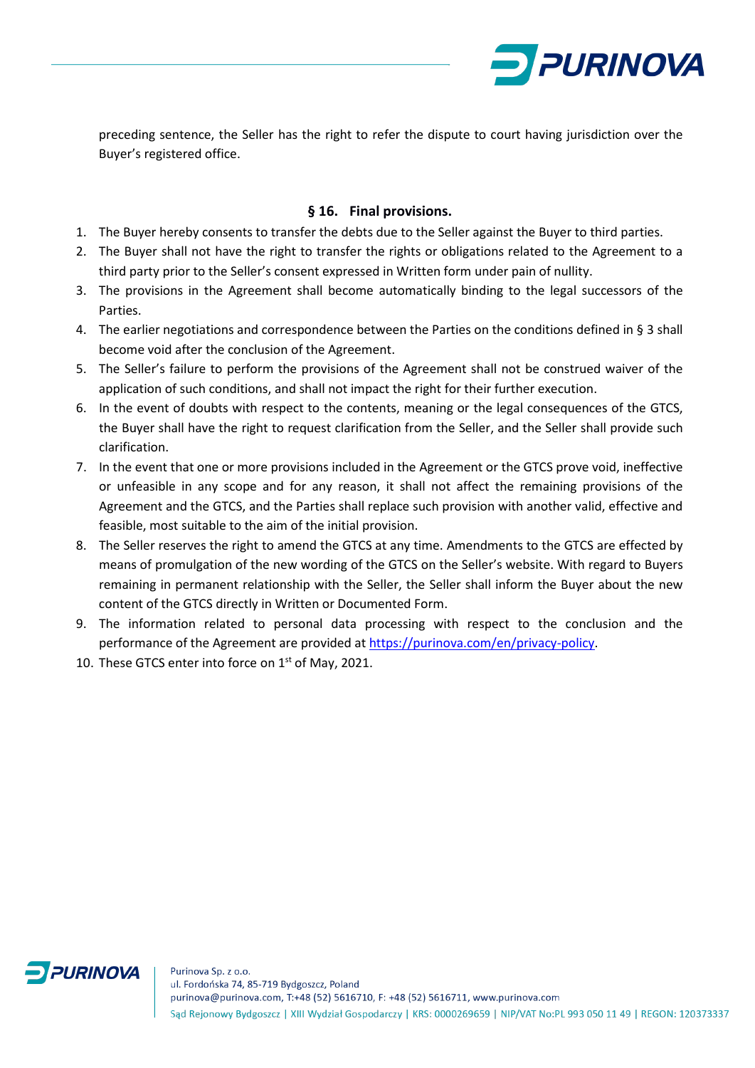preceding sentence, the Seller has the right to refer the dispute to court having jurisdiction over the Buyer's registered office.

## § 16. Final provisions.

1. The Buyer hereby consents to transfer the debts due to the Seller against the Buyer to third parties.
2. The Buyer shall not have the right to transfer the rights or obligations related to the Agreement to a third party prior to the Seller's consent expressed in Written form under pain of nullity.
3. The provisions in the Agreement shall become automatically binding to the legal successors of the Parties.
4. The earlier negotiations and correspondence between the Parties on the conditions defined in § 3 shall become void after the conclusion of the Agreement.
5. The Seller's failure to perform the provisions of the Agreement shall not be construed waiver of the application of such conditions, and shall not impact the right for their further execution.
6. In the event of doubts with respect to the contents, meaning or the legal consequences of the GTCS, the Buyer shall have the right to request clarification from the Seller, and the Seller shall provide such clarification.
7. In the event that one or more provisions included in the Agreement or the GTCS prove void, ineffective or unfeasible in any scope and for any reason, it shall not affect the remaining provisions of the Agreement and the GTCS, and the Parties shall replace such provision with another valid, effective and feasible, most suitable to the aim of the initial provision.
8. The Seller reserves the right to amend the GTCS at any time. Amendments to the GTCS are effected by means of promulgation of the new wording of the GTCS on the Seller's website. With regard to Buyers remaining in permanent relationship with the Seller, the Seller shall inform the Buyer about the new content of the GTCS directly in Written or Documented Form.
9. The information related to personal data processing with respect to the conclusion and the performance of the Agreement are provided at https://purinova.com/en/privacy-policy.
10. These GTCS enter into force on 1st of May, 2021.